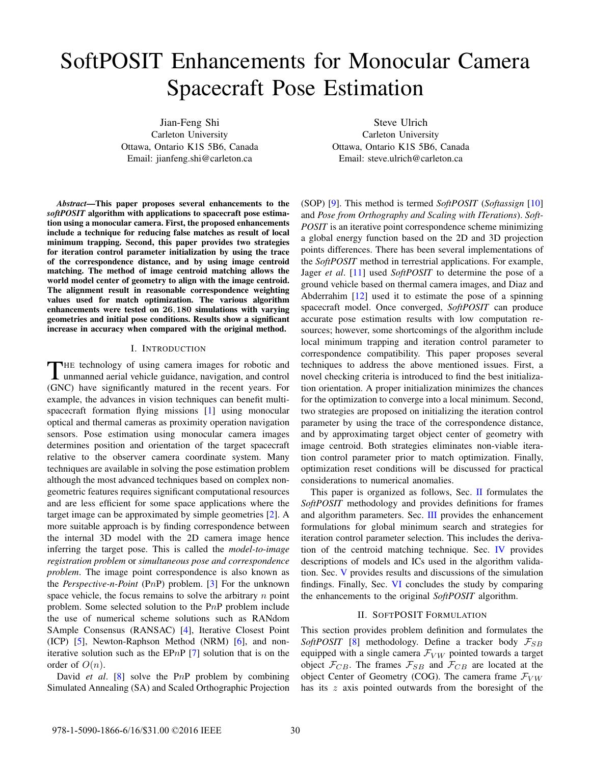# SoftPOSIT Enhancements for Monocular Camera Spacecraft Pose Estimation

Jian-Feng Shi
Carleton University
Ottawa, Ontario K1S 5B6, Canada
Email: jianfeng.shi@carleton.ca

Steve Ulrich
Carleton University
Ottawa, Ontario K1S 5B6, Canada
Email: steve.ulrich@carleton.ca

***Abstract*—This paper proposes several enhancements to the *softPOSIT* algorithm with applications to spacecraft pose estimation using a monocular camera. First, the proposed enhancements include a technique for reducing false matches as result of local minimum trapping. Second, this paper provides two strategies for iteration control parameter initialization by using the trace of the correspondence distance, and by using image centroid matching. The method of image centroid matching allows the world model center of geometry to align with the image centroid. The alignment result in reasonable correspondence weighting values used for match optimization. The various algorithm enhancements were tested on 26,180 simulations with varying geometries and initial pose conditions. Results show a significant increase in accuracy when compared with the original method.**

## I. Introduction

The technology of using camera images for robotic and unmanned aerial vehicle guidance, navigation, and control (GNC) have significantly matured in the recent years. For example, the advances in vision techniques can benefit multi-spacecraft formation flying missions [1] using monocular optical and thermal cameras as proximity operation navigation sensors. Pose estimation using monocular camera images determines position and orientation of the target spacecraft relative to the observer camera coordinate system. Many techniques are available in solving the pose estimation problem although the most advanced techniques based on complex non-geometric features requires significant computational resources and are less efficient for some space applications where the target image can be approximated by simple geometries [2]. A more suitable approach is by finding correspondence between the internal 3D model with the 2D camera image hence inferring the target pose. This is called the *model-to-image registration problem* or *simultaneous pose and correspondence problem*. The image point correspondence is also known as the *Perspective-n-Point* (P$n$P) problem. [3] For the unknown space vehicle, the focus remains to solve the arbitrary $n$ point problem. Some selected solution to the P$n$P problem include the use of numerical scheme solutions such as RANdom SAmple Consensus (RANSAC) [4], Iterative Closest Point (ICP) [5], Newton-Raphson Method (NRM) [6], and non-iterative solution such as the EP$n$P [7] solution that is on the order of $O(n)$.

David *et al*. [8] solve the P$n$P problem by combining Simulated Annealing (SA) and Scaled Orthographic Projection (SOP) [9]. This method is termed *SoftPOSIT* (*Softassign* [10] and *Pose from Orthography and Scaling with ITerations*). *SoftPOSIT* is an iterative point correspondence scheme minimizing a global energy function based on the 2D and 3D projection points differences. There has been several implementations of the *SoftPOSIT* method in terrestrial applications. For example, Jager *et al*. [11] used *SoftPOSIT* to determine the pose of a ground vehicle based on thermal camera images, and Diaz and Abderrahim [12] used it to estimate the pose of a spinning spacecraft model. Once converged, *SoftPOSIT* can produce accurate pose estimation results with low computation resources; however, some shortcomings of the algorithm include local minimum trapping and iteration control parameter to correspondence compatibility. This paper proposes several techniques to address the above mentioned issues. First, a novel checking criteria is introduced to find the best initialization orientation. A proper initialization minimizes the chances for the optimization to converge into a local minimum. Second, two strategies are proposed on initializing the iteration control parameter by using the trace of the correspondence distance, and by approximating target object center of geometry with image centroid. Both strategies eliminates non-viable iteration control parameter prior to match optimization. Finally, optimization reset conditions will be discussed for practical considerations to numerical anomalies.

This paper is organized as follows, Sec. II formulates the *SoftPOSIT* methodology and provides definitions for frames and algorithm parameters. Sec. III provides the enhancement formulations for global minimum search and strategies for iteration control parameter selection. This includes the derivation of the centroid matching technique. Sec. IV provides descriptions of models and ICs used in the algorithm validation. Sec. V provides results and discussions of the simulation findings. Finally, Sec. VI concludes the study by comparing the enhancements to the original *SoftPOSIT* algorithm.

## II. SoftPOSIT Formulation

This section provides problem definition and formulates the *SoftPOSIT* [8] methodology. Define a tracker body $\mathcal{F}_{SB}$ equipped with a single camera $\mathcal{F}_{VW}$ pointed towards a target object $\mathcal{F}_{CB}$. The frames $\mathcal{F}_{SB}$ and $\mathcal{F}_{CB}$ are located at the object Center of Geometry (COG). The camera frame $\mathcal{F}_{VW}$ has its $z$ axis pointed outwards from the boresight of the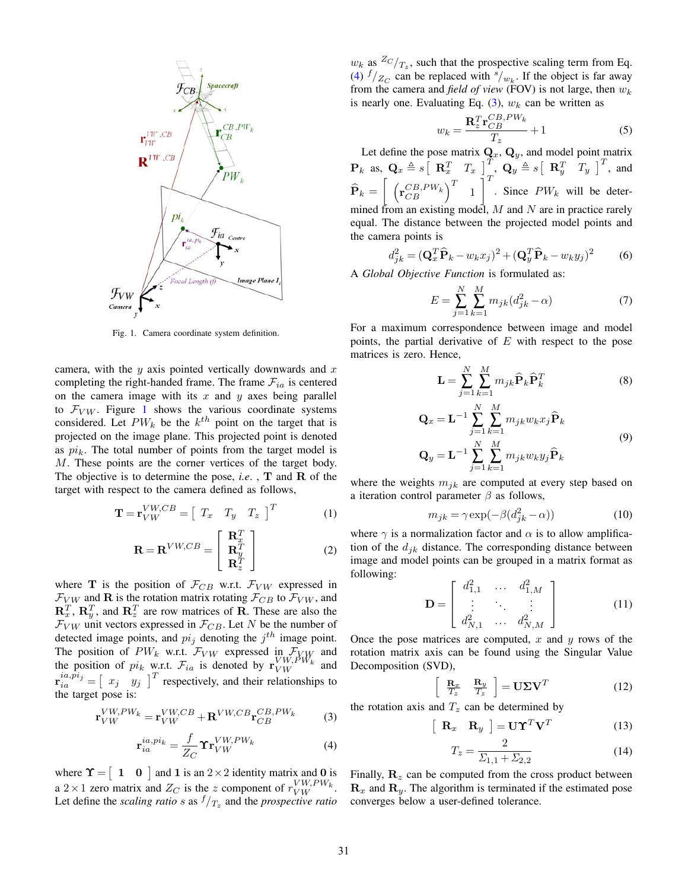Fig. 1. Camera coordinate system definition.

camera, with the $y$ axis pointed vertically downwards and $x$ completing the right-handed frame. The frame $\mathcal{F}_{ia}$ is centered on the camera image with its $x$ and $y$ axes being parallel to $\mathcal{F}_{VW}$. Figure 1 shows the various coordinate systems considered. Let $PW_k$ be the $k^{th}$ point on the target that is projected on the image plane. This projected point is denoted as $pi_k$. The total number of points from the target model is $M$. These points are the corner vertices of the target body. The objective is to determine the pose, *i.e.* , $\mathbf{T}$ and $\mathbf{R}$ of the target with respect to the camera defined as follows,

$$\mathbf{T} = \mathbf{r}_{VW}^{VW,CB} = \begin{bmatrix} T_x & T_y & T_z \end{bmatrix}^T \tag{1}$$

$$\mathbf{R} = \mathbf{R}^{VW,CB} = \begin{bmatrix} \mathbf{R}_x^T \\ \mathbf{R}_y^T \\ \mathbf{R}_z^T \end{bmatrix} \tag{2}$$

where $\mathbf{T}$ is the position of $\mathcal{F}_{CB}$ w.r.t. $\mathcal{F}_{VW}$ expressed in $\mathcal{F}_{VW}$ and $\mathbf{R}$ is the rotation matrix rotating $\mathcal{F}_{CB}$ to $\mathcal{F}_{VW}$, and $\mathbf{R}_x^T$, $\mathbf{R}_y^T$, and $\mathbf{R}_z^T$ are row matrices of $\mathbf{R}$. These are also the $\mathcal{F}_{VW}$ unit vectors expressed in $\mathcal{F}_{CB}$. Let $N$ be the number of detected image points, and $pi_j$ denoting the $j^{th}$ image point. The position of $PW_k$ w.r.t. $\mathcal{F}_{VW}$ expressed in $\mathcal{F}_{VW}$ and the position of $pi_k$ w.r.t. $\mathcal{F}_{ia}$ is denoted by $\mathbf{r}_{VW}^{VW,PW_k}$ and $\mathbf{r}_{ia}^{ia,pi_j} = \begin{bmatrix} x_j & y_j \end{bmatrix}^T$ respectively, and their relationships to the target pose is:

$$\mathbf{r}_{VW}^{VW,PW_k} = \mathbf{r}_{VW}^{VW,CB} + \mathbf{R}^{VW,CB}\mathbf{r}_{CB}^{CB,PW_k} \tag{3}$$

$$\mathbf{r}_{ia}^{ia,pi_k} = \frac{f}{Z_C}\mathbf{\Upsilon}\mathbf{r}_{VW}^{VW,PW_k} \tag{4}$$

where $\mathbf{\Upsilon} = \begin{bmatrix} \mathbf{1} & \mathbf{0} \end{bmatrix}$ and $\mathbf{1}$ is an $2 \times 2$ identity matrix and $\mathbf{0}$ is a $2 \times 1$ zero matrix and $Z_C$ is the $z$ component of $r_{VW}^{VW,PW_k}$. Let define the *scaling ratio* $s$ as $^f/_{T_z}$ and the *prospective ratio* $w_k$ as $^{Z_C}/_{T_z}$, such that the prospective scaling term from Eq. (4) $^f/_{Z_C}$ can be replaced with $^s/_{w_k}$. If the object is far away from the camera and *field of view* (FOV) is not large, then $w_k$ is nearly one. Evaluating Eq. (3), $w_k$ can be written as

$$w_k = \frac{\mathbf{R}_z^T\mathbf{r}_{CB}^{CB,PW_k}}{T_z} + 1 \tag{5}$$

Let define the pose matrix $\mathbf{Q}_x$, $\mathbf{Q}_y$, and model point matrix $\mathbf{P}_k$ as, $\mathbf{Q}_x \triangleq s\begin{bmatrix} \mathbf{R}_x^T & T_x \end{bmatrix}^T$, $\mathbf{Q}_y \triangleq s\begin{bmatrix} \mathbf{R}_y^T & T_y \end{bmatrix}^T$, and $\widehat{\mathbf{P}}_k = \begin{bmatrix} \left(\mathbf{r}_{CB}^{CB,PW_k}\right)^T & 1 \end{bmatrix}^T$. Since $PW_k$ will be determined from an existing model, $M$ and $N$ are in practice rarely equal. The distance between the projected model points and the camera points is

$$d_{jk}^2 = (\mathbf{Q}_x^T\widehat{\mathbf{P}}_k - w_k x_j)^2 + (\mathbf{Q}_y^T\widehat{\mathbf{P}}_k - w_k y_j)^2 \tag{6}$$

A *Global Objective Function* is formulated as:

$$E = \sum_{j=1}^{N}\sum_{k=1}^{M} m_{jk}(d_{jk}^2 - \alpha) \tag{7}$$

For a maximum correspondence between image and model points, the partial derivative of $E$ with respect to the pose matrices is zero. Hence,

$$\mathbf{L} = \sum_{j=1}^{N}\sum_{k=1}^{M} m_{jk}\widehat{\mathbf{P}}_k\widehat{\mathbf{P}}_k^T \tag{8}$$

$$\begin{aligned} \mathbf{Q}_x &= \mathbf{L}^{-1}\sum_{j=1}^{N}\sum_{k=1}^{M} m_{jk}w_k x_j\widehat{\mathbf{P}}_k \\ \mathbf{Q}_y &= \mathbf{L}^{-1}\sum_{j=1}^{N}\sum_{k=1}^{M} m_{jk}w_k y_j\widehat{\mathbf{P}}_k \end{aligned} \tag{9}$$

where the weights $m_{jk}$ are computed at every step based on a iteration control parameter $\beta$ as follows,

$$m_{jk} = \gamma\exp(-\beta(d_{jk}^2 - \alpha)) \tag{10}$$

where $\gamma$ is a normalization factor and $\alpha$ is to allow amplification of the $d_{jk}$ distance. The corresponding distance between image and model points can be grouped in a matrix format as following:

$$\mathbf{D} = \begin{bmatrix} d_{1,1}^2 & \dots & d_{1,M}^2 \\ \vdots & \ddots & \vdots \\ d_{N,1}^2 & \dots & d_{N,M}^2 \end{bmatrix} \tag{11}$$

Once the pose matrices are computed, $x$ and $y$ rows of the rotation matrix axis can be found using the Singular Value Decomposition (SVD),

$$\begin{bmatrix} \frac{\mathbf{R}_x}{T_z} & \frac{\mathbf{R}_y}{T_z} \end{bmatrix} = \mathbf{U}\mathbf{\Sigma}\mathbf{V}^T \tag{12}$$

the rotation axis and $T_z$ can be determined by

$$\begin{bmatrix} \mathbf{R}_x & \mathbf{R}_y \end{bmatrix} = \mathbf{U}\mathbf{\Upsilon}^T\mathbf{V}^T \tag{13}$$

$$T_z = \frac{2}{\Sigma_{1,1} + \Sigma_{2,2}} \tag{14}$$

Finally, $\mathbf{R}_z$ can be computed from the cross product between $\mathbf{R}_x$ and $\mathbf{R}_y$. The algorithm is terminated if the estimated pose converges below a user-defined tolerance.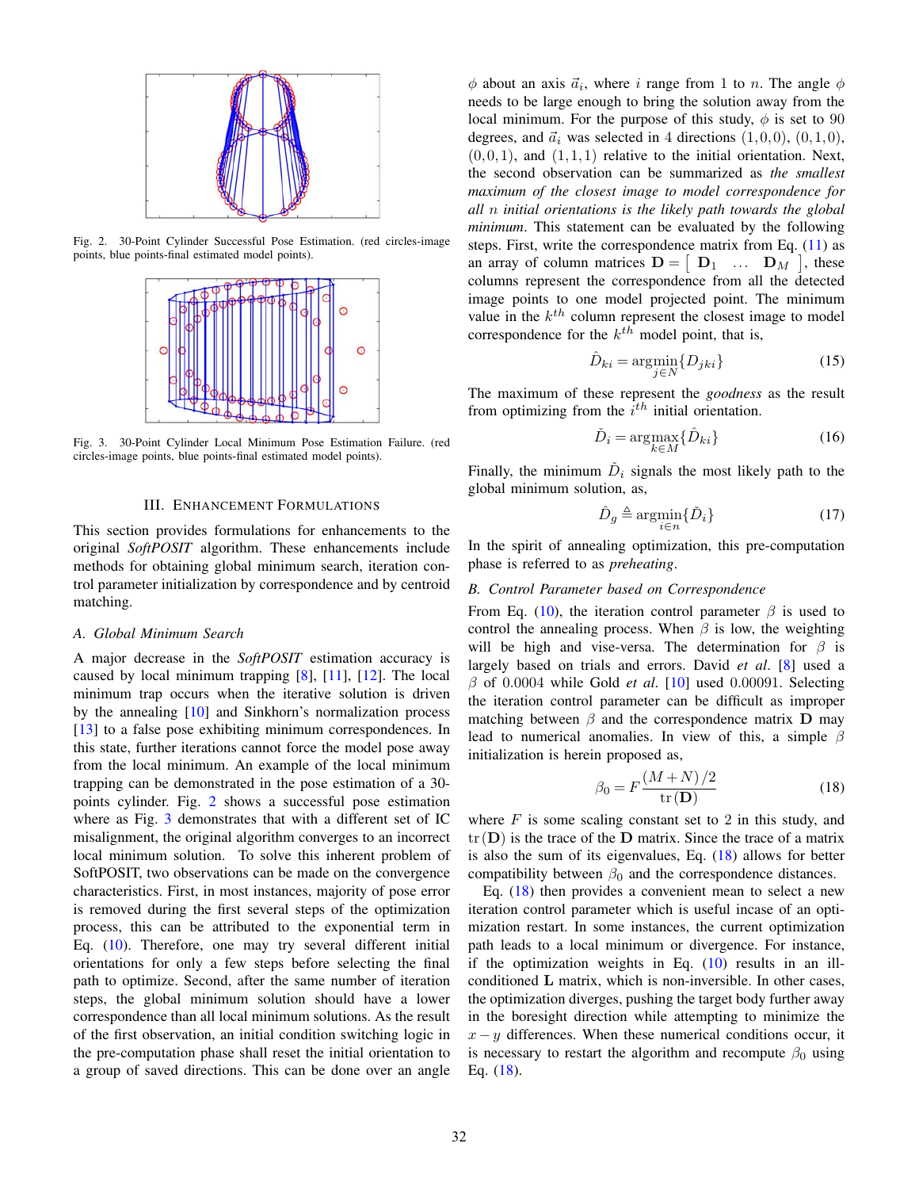Fig. 2. 30-Point Cylinder Successful Pose Estimation. (red circles-image points, blue points-final estimated model points).

Fig. 3. 30-Point Cylinder Local Minimum Pose Estimation Failure. (red circles-image points, blue points-final estimated model points).

## III. Enhancement Formulations

This section provides formulations for enhancements to the original *SoftPOSIT* algorithm. These enhancements include methods for obtaining global minimum search, iteration control parameter initialization by correspondence and by centroid matching.

### A. Global Minimum Search

A major decrease in the *SoftPOSIT* estimation accuracy is caused by local minimum trapping [8], [11], [12]. The local minimum trap occurs when the iterative solution is driven by the annealing [10] and Sinkhorn's normalization process [13] to a false pose exhibiting minimum correspondences. In this state, further iterations cannot force the model pose away from the local minimum. An example of the local minimum trapping can be demonstrated in the pose estimation of a 30-points cylinder. Fig. 2 shows a successful pose estimation where as Fig. 3 demonstrates that with a different set of IC misalignment, the original algorithm converges to an incorrect local minimum solution. To solve this inherent problem of SoftPOSIT, two observations can be made on the convergence characteristics. First, in most instances, majority of pose error is removed during the first several steps of the optimization process, this can be attributed to the exponential term in Eq. (10). Therefore, one may try several different initial orientations for only a few steps before selecting the final path to optimize. Second, after the same number of iteration steps, the global minimum solution should have a lower correspondence than all local minimum solutions. As the result of the first observation, an initial condition switching logic in the pre-computation phase shall reset the initial orientation to a group of saved directions. This can be done over an angle $\phi$ about an axis $\vec{a}_i$, where $i$ range from 1 to $n$. The angle $\phi$ needs to be large enough to bring the solution away from the local minimum. For the purpose of this study, $\phi$ is set to 90 degrees, and $\vec{a}_i$ was selected in 4 directions $(1,0,0)$, $(0,1,0)$, $(0,0,1)$, and $(1,1,1)$ relative to the initial orientation. Next, the second observation can be summarized as *the smallest maximum of the closest image to model correspondence for all $n$ initial orientations is the likely path towards the global minimum*. This statement can be evaluated by the following steps. First, write the correspondence matrix from Eq. (11) as an array of column matrices $\mathbf{D} = \begin{bmatrix} \mathbf{D}_1 & \ldots & \mathbf{D}_M \end{bmatrix}$, these columns represent the correspondence from all the detected image points to one model projected point. The minimum value in the $k^{th}$ column represent the closest image to model correspondence for the $k^{th}$ model point, that is,

$$\hat{D}_{ki} = \operatorname*{argmin}_{j \in N} \{D_{jki}\} \tag{15}$$

The maximum of these represent the *goodness* as the result from optimizing from the $i^{th}$ initial orientation.

$$\check{D}_i = \operatorname*{argmax}_{k \in M} \{\hat{D}_{ki}\} \tag{16}$$

Finally, the minimum $\check{D}_i$ signals the most likely path to the global minimum solution, as,

$$\hat{D}_g \triangleq \operatorname*{argmin}_{i \in n} \{\check{D}_i\} \tag{17}$$

In the spirit of annealing optimization, this pre-computation phase is referred to as *preheating*.

### B. Control Parameter based on Correspondence

From Eq. (10), the iteration control parameter $\beta$ is used to control the annealing process. When $\beta$ is low, the weighting will be high and vice-versa. The determination for $\beta$ is largely based on trials and errors. David *et al.* [8] used a $\beta$ of 0.0004 while Gold *et al.* [10] used 0.00091. Selecting the iteration control parameter can be difficult as improper matching between $\beta$ and the correspondence matrix $\mathbf{D}$ may lead to numerical anomalies. In view of this, a simple $\beta$ initialization is herein proposed as,

$$\beta_0 = F \frac{(M+N)/2}{\operatorname{tr}(\mathbf{D})} \tag{18}$$

where $F$ is some scaling constant set to 2 in this study, and $\operatorname{tr}(\mathbf{D})$ is the trace of the $\mathbf{D}$ matrix. Since the trace of a matrix is also the sum of its eigenvalues, Eq. (18) allows for better compatibility between $\beta_0$ and the correspondence distances.

Eq. (18) then provides a convenient mean to select a new iteration control parameter which is useful incase of an optimization restart. In some instances, the current optimization path leads to a local minimum or divergence. For instance, if the optimization weights in Eq. (10) results in an ill-conditioned $\mathbf{L}$ matrix, which is non-inversible. In other cases, the optimization diverges, pushing the target body further away in the boresight direction while attempting to minimize the $x-y$ differences. When these numerical conditions occur, it is necessary to restart the algorithm and recompute $\beta_0$ using Eq. (18).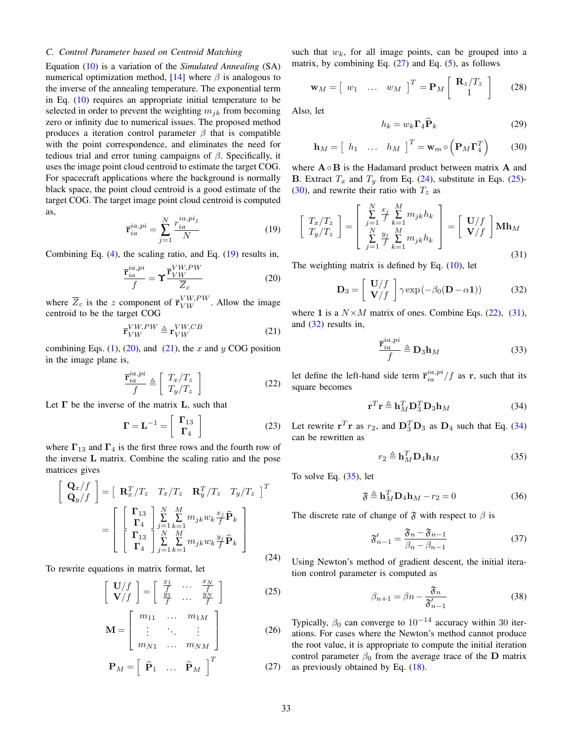### C. Control Parameter based on Centroid Matching

Equation (10) is a variation of the *Simulated Annealing* (SA) numerical optimization method, [14] where $\beta$ is analogous to the inverse of the annealing temperature. The exponential term in Eq. (10) requires an appropriate initial temperature to be selected in order to prevent the weighting $m_{jk}$ from becoming zero or infinity due to numerical issues. The proposed method produces a iteration control parameter $\beta$ that is compatible with the point correspondence, and eliminates the need for tedious trial and error tuning campaigns of $\beta$. Specifically, it uses the image point cloud centroid to estimate the target COG. For spacecraft applications where the background is normally black space, the point cloud centroid is a good estimate of the target COG. The target image point cloud centroid is computed as,

$$\overline{\mathbf{r}}_{ia}^{ia,pi} = \sum_{j=1}^{N} \frac{r_{ia}^{ia,pi_j}}{N} \tag{19}$$

Combining Eq. (4), the scaling ratio, and Eq. (19) results in,

$$\frac{\overline{\mathbf{r}}_{ia}^{ia,pi}}{f} = \mathbf{\Upsilon} \frac{\overline{\mathbf{r}}_{VW}^{VW,PW}}{\overline{Z}_c} \tag{20}$$

where $\overline{Z}_c$ is the $z$ component of $\overline{\mathbf{r}}_{VW}^{VW,PW}$. Allow the image centroid to be the target COG

$$\overline{\mathbf{r}}_{VW}^{VW,PW} \triangleq \mathbf{r}_{VW}^{VW,CB} \tag{21}$$

combining Eqs. (1), (20), and (21), the $x$ and $y$ COG position in the image plane is,

$$\frac{\overline{\mathbf{r}}_{ia}^{ia,pi}}{f} \triangleq \begin{bmatrix} T_x/T_z \\ T_y/T_z \end{bmatrix} \tag{22}$$

Let $\mathbf{\Gamma}$ be the inverse of the matrix $\mathbf{L}$, such that

$$\mathbf{\Gamma} = \mathbf{L}^{-1} = \begin{bmatrix} \mathbf{\Gamma}_{13} \\ \mathbf{\Gamma}_4 \end{bmatrix} \tag{23}$$

where $\mathbf{\Gamma}_{13}$ and $\mathbf{\Gamma}_4$ is the first three rows and the fourth row of the inverse $\mathbf{L}$ matrix. Combine the scaling ratio and the pose matrices gives

$$\begin{bmatrix} \mathbf{Q}_x/f \\ \mathbf{Q}_y/f \end{bmatrix} = \begin{bmatrix} \mathbf{R}_x^T/T_z & T_x/T_z & \mathbf{R}_y^T/T_z & T_y/T_z \end{bmatrix}^T = \begin{bmatrix} \begin{bmatrix} \mathbf{\Gamma}_{13} \\ \mathbf{\Gamma}_4 \end{bmatrix} \sum_{j=1}^{N}\sum_{k=1}^{M} m_{jk} w_k \frac{x_j}{f} \widehat{\mathbf{P}}_k \\ \begin{bmatrix} \mathbf{\Gamma}_{13} \\ \mathbf{\Gamma}_4 \end{bmatrix} \sum_{j=1}^{N}\sum_{k=1}^{M} m_{jk} w_k \frac{y_j}{f} \widehat{\mathbf{P}}_k \end{bmatrix} \tag{24}$$

To rewrite equations in matrix format, let

$$\begin{bmatrix} \mathbf{U}/f \\ \mathbf{V}/f \end{bmatrix} = \begin{bmatrix} \frac{x_1}{f} & \dots & \frac{x_N}{f} \\ \frac{y_1}{f} & \dots & \frac{y_N}{f} \end{bmatrix} \tag{25}$$

$$\mathbf{M} = \begin{bmatrix} m_{11} & \dots & m_{1M} \\ \vdots & \ddots & \vdots \\ m_{N1} & \dots & m_{NM} \end{bmatrix} \tag{26}$$

$$\mathbf{P}_M = \begin{bmatrix} \widehat{\mathbf{P}}_1 & \dots & \widehat{\mathbf{P}}_M \end{bmatrix}^T \tag{27}$$

such that $w_k$, for all image points, can be grouped into a matrix, by combining Eq. (27) and Eq. (5), as follows

$$\mathbf{w}_M = \begin{bmatrix} w_1 & \dots & w_M \end{bmatrix}^T = \mathbf{P}_M \begin{bmatrix} \mathbf{R}_z/T_z \\ 1 \end{bmatrix} \tag{28}$$

Also, let

$$h_k = w_k \mathbf{\Gamma}_4 \widehat{\mathbf{P}}_k \tag{29}$$

$$\mathbf{h}_M = \begin{bmatrix} h_1 & \dots & h_M \end{bmatrix}^T = \mathbf{w}_m \circ \left( \mathbf{P}_M \mathbf{\Gamma}_4^T \right) \tag{30}$$

where $\mathbf{A} \circ \mathbf{B}$ is the Hadamard product between matrix $\mathbf{A}$ and $\mathbf{B}$. Extract $T_x$ and $T_y$ from Eq. (24), substitute in Eqs. (25)-(30), and rewrite their ratio with $T_z$ as

$$\begin{bmatrix} T_x/T_z \\ T_y/T_z \end{bmatrix} = \begin{bmatrix} \sum_{j=1}^{N} \frac{x_j}{f} \sum_{k=1}^{M} m_{jk} h_k \\ \sum_{j=1}^{N} \frac{y_j}{f} \sum_{k=1}^{M} m_{jk} h_k \end{bmatrix} = \begin{bmatrix} \mathbf{U}/f \\ \mathbf{V}/f \end{bmatrix} \mathbf{M} \mathbf{h}_M \tag{31}$$

The weighting matrix is defined by Eq. (10), let

$$\mathbf{D}_3 = \begin{bmatrix} \mathbf{U}/f \\ \mathbf{V}/f \end{bmatrix} \gamma \exp\left( -\beta_0 (\mathbf{D} - \alpha \mathbf{1}) \right) \tag{32}$$

where $\mathbf{1}$ is a $N \times M$ matrix of ones. Combine Eqs. (22), (31), and (32) results in,

$$\frac{\overline{\mathbf{r}}_{ia}^{ia,pi}}{f} \triangleq \mathbf{D}_3 \mathbf{h}_M \tag{33}$$

let define the left-hand side term $\overline{\mathbf{r}}_{ia}^{ia,pi}/f$ as $\mathbf{r}$, such that its square becomes

$$\mathbf{r}^T \mathbf{r} \triangleq \mathbf{h}_M^T \mathbf{D}_3^T \mathbf{D}_3 \mathbf{h}_M \tag{34}$$

Let rewrite $\mathbf{r}^T\mathbf{r}$ as $r_2$, and $\mathbf{D}_3^T \mathbf{D}_3$ as $\mathbf{D}_4$ such that Eq. (34) can be rewritten as

$$r_2 \triangleq \mathbf{h}_M^T \mathbf{D}_4 \mathbf{h}_M \tag{35}$$

To solve Eq. (35), let

$$\mathfrak{F} \triangleq \mathbf{h}_M^T \mathbf{D}_4 \mathbf{h}_M - r_2 = 0 \tag{36}$$

The discrete rate of change of $\mathfrak{F}$ with respect to $\beta$ is

$$\mathfrak{F}'_{n-1} = \frac{\mathfrak{F}_n - \mathfrak{F}_{n-1}}{\beta_n - \beta_{n-1}} \tag{37}$$

Using Newton's method of gradient descent, the initial iteration control parameter is computed as

$$\beta_{n+1} = \beta n - \frac{\mathfrak{F}_n}{\mathfrak{F}'_{n-1}} \tag{38}$$

Typically, $\beta_0$ can converge to $10^{-14}$ accuracy within 30 iterations. For cases where the Newton's method cannot produce the root value, it is appropriate to compute the initial iteration control parameter $\beta_0$ from the average trace of the $\mathbf{D}$ matrix as previously obtained by Eq. (18).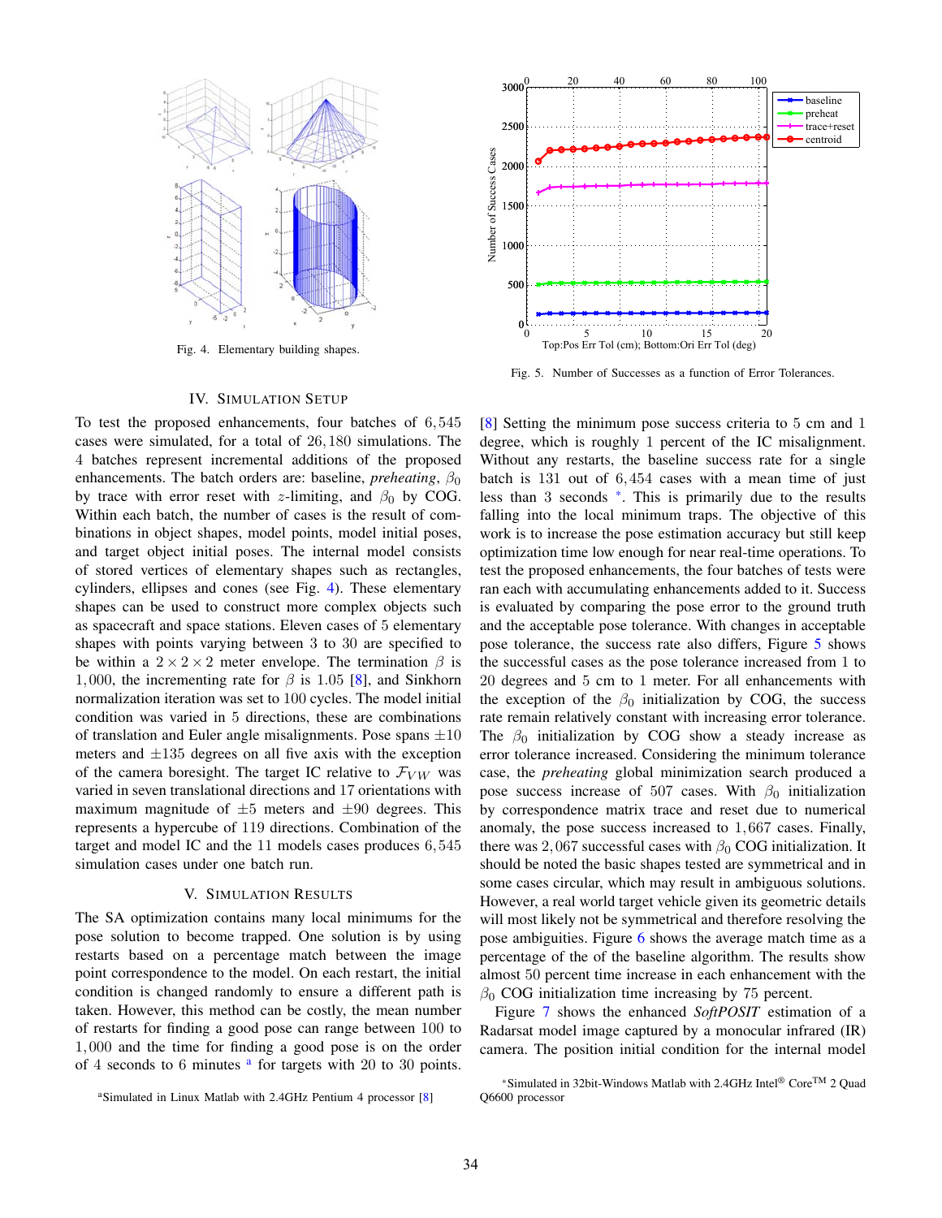Fig. 4. Elementary building shapes.

Fig. 5. Number of Successes as a function of Error Tolerances.

## IV. Simulation Setup

To test the proposed enhancements, four batches of $6,545$ cases were simulated, for a total of $26,180$ simulations. The $4$ batches represent incremental additions of the proposed enhancements. The batch orders are: baseline, *preheating*, $\beta_0$ by trace with error reset with $z$-limiting, and $\beta_0$ by COG. Within each batch, the number of cases is the result of combinations in object shapes, model points, model initial poses, and target object initial poses. The internal model consists of stored vertices of elementary shapes such as rectangles, cylinders, ellipses and cones (see Fig. 4). These elementary shapes can be used to construct more complex objects such as spacecraft and space stations. Eleven cases of 5 elementary shapes with points varying between 3 to 30 are specified to be within a $2 \times 2 \times 2$ meter envelope. The termination $\beta$ is $1,000$, the incrementing rate for $\beta$ is $1.05$ [8], and Sinkhorn normalization iteration was set to 100 cycles. The model initial condition was varied in 5 directions, these are combinations of translation and Euler angle misalignments. Pose spans $\pm 10$ meters and $\pm 135$ degrees on all five axis with the exception of the camera boresight. The target IC relative to $\mathcal{F}_{VW}$ was varied in seven translational directions and 17 orientations with maximum magnitude of $\pm 5$ meters and $\pm 90$ degrees. This represents a hypercube of 119 directions. Combination of the target and model IC and the 11 models cases produces $6,545$ simulation cases under one batch run.

## V. Simulation Results

The SA optimization contains many local minimums for the pose solution to become trapped. One solution is by using restarts based on a percentage match between the image point correspondence to the model. On each restart, the initial condition is changed randomly to ensure a different path is taken. However, this method can be costly, the mean number of restarts for finding a good pose can range between 100 to $1,000$ and the time for finding a good pose is on the order of 4 seconds to 6 minutes [a] for targets with 20 to 30 points. [8] Setting the minimum pose success criteria to 5 cm and 1 degree, which is roughly 1 percent of the IC misalignment. Without any restarts, the baseline success rate for a single batch is 131 out of $6,454$ cases with a mean time of just less than 3 seconds [*]. This is primarily due to the results falling into the local minimum traps. The objective of this work is to increase the pose estimation accuracy but still keep optimization time low enough for near real-time operations. To test the proposed enhancements, the four batches of tests were ran each with accumulating enhancements added to it. Success is evaluated by comparing the pose error to the ground truth and the acceptable pose tolerance. With changes in acceptable pose tolerance, the success rate also differs, Figure 5 shows the successful cases as the pose tolerance increased from 1 to 20 degrees and 5 cm to 1 meter. For all enhancements with the exception of the $\beta_0$ initialization by COG, the success rate remain relatively constant with increasing error tolerance. The $\beta_0$ initialization by COG show a steady increase as error tolerance increased. Considering the minimum tolerance case, the *preheating* global minimization search produced a pose success increase of 507 cases. With $\beta_0$ initialization by correspondence matrix trace and reset due to numerical anomaly, the pose success increased to $1,667$ cases. Finally, there was $2,067$ successful cases with $\beta_0$ COG initialization. It should be noted the basic shapes tested are symmetrical and in some cases circular, which may result in ambiguous solutions. However, a real world target vehicle given its geometric details will most likely not be symmetrical and therefore resolving the pose ambiguities. Figure 6 shows the average match time as a percentage of the of the baseline algorithm. The results show almost 50 percent time increase in each enhancement with the $\beta_0$ COG initialization time increasing by 75 percent.

Figure 7 shows the enhanced *SoftPOSIT* estimation of a Radarsat model image captured by a monocular infrared (IR) camera. The position initial condition for the internal model

[a]Simulated in Linux Matlab with 2.4GHz Pentium 4 processor [8]

[*]Simulated in 32bit-Windows Matlab with 2.4GHz Intel® Core™ 2 Quad Q6600 processor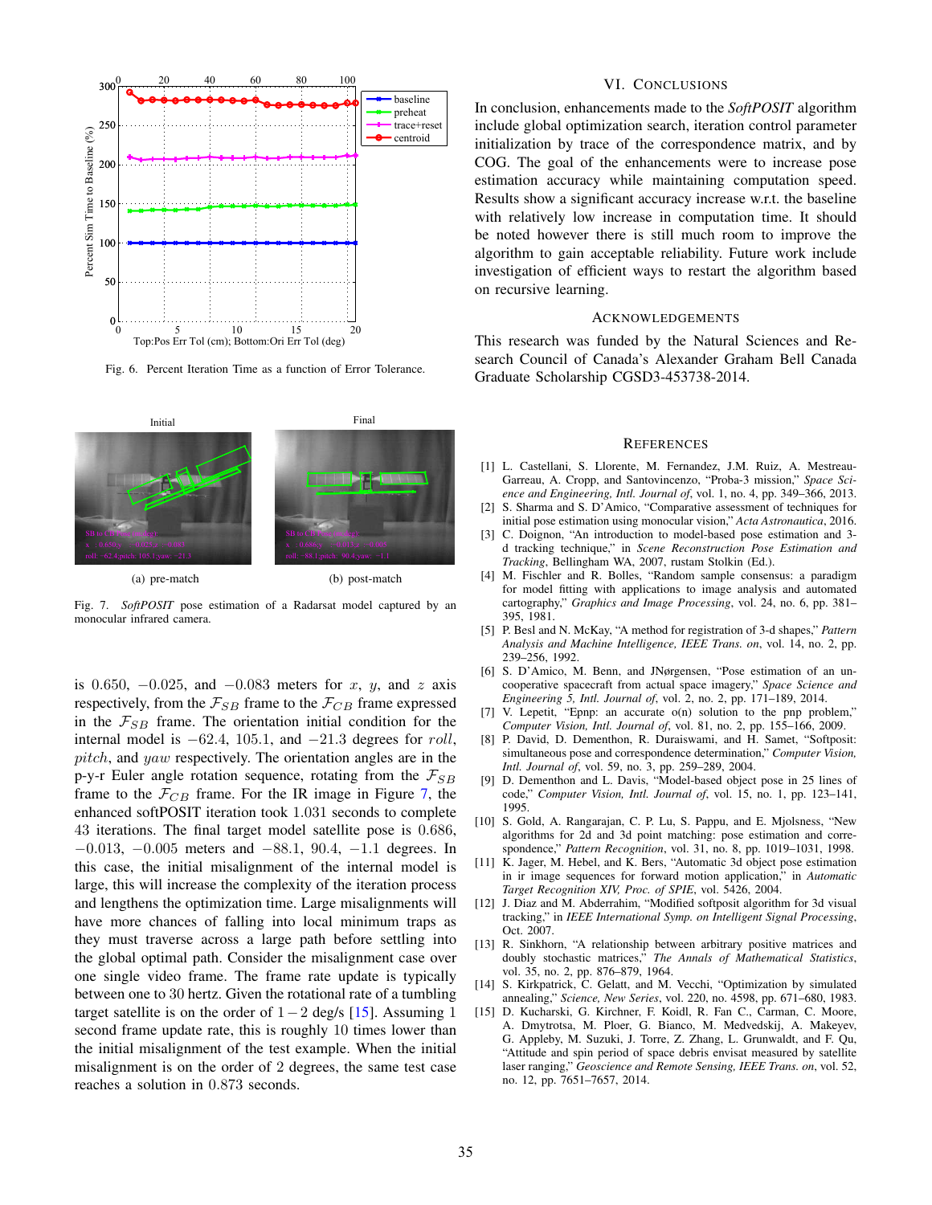300 0 20 40 60 80 100
250
200
150
100
50
0
0 5 10 15 20
Percent Sim Time to Baseline (%)
Top:Pos Err Tol (cm); Bottom:Ori Err Tol (deg)
baseline
preheat
trace+reset
centroid

Fig. 6. Percent Iteration Time as a function of Error Tolerance.

Initial

Final

(a) pre-match

(b) post-match

Fig. 7. *SoftPOSIT* pose estimation of a Radarsat model captured by an monocular infrared camera.

is 0.650, −0.025, and −0.083 meters for $x$, $y$, and $z$ axis respectively, from the $\mathcal{F}_{SB}$ frame to the $\mathcal{F}_{CB}$ frame expressed in the $\mathcal{F}_{SB}$ frame. The orientation initial condition for the internal model is −62.4, 105.1, and −21.3 degrees for $roll$, $pitch$, and $yaw$ respectively. The orientation angles are in the p-y-r Euler angle rotation sequence, rotating from the $\mathcal{F}_{SB}$ frame to the $\mathcal{F}_{CB}$ frame. For the IR image in Figure 7, the enhanced softPOSIT iteration took 1.031 seconds to complete 43 iterations. The final target model satellite pose is 0.686, −0.013, −0.005 meters and −88.1, 90.4, −1.1 degrees. In this case, the initial misalignment of the internal model is large, this will increase the complexity of the iteration process and lengthens the optimization time. Large misalignments will have more chances of falling into local minimum traps as they must traverse across a large path before settling into the global optimal path. Consider the misalignment case over one single video frame. The frame rate update is typically between one to 30 hertz. Given the rotational rate of a tumbling target satellite is on the order of $1-2$ deg/s [15]. Assuming 1 second frame update rate, this is roughly 10 times lower than the initial misalignment of the test example. When the initial misalignment is on the order of 2 degrees, the same test case reaches a solution in 0.873 seconds.

## VI. Conclusions

In conclusion, enhancements made to the *SoftPOSIT* algorithm include global optimization search, iteration control parameter initialization by trace of the correspondence matrix, and by COG. The goal of the enhancements were to increase pose estimation accuracy while maintaining computation speed. Results show a significant accuracy increase w.r.t. the baseline with relatively low increase in computation time. It should be noted however there is still much room to improve the algorithm to gain acceptable reliability. Future work include investigation of efficient ways to restart the algorithm based on recursive learning.

## Acknowledgements

This research was funded by the Natural Sciences and Research Council of Canada's Alexander Graham Bell Canada Graduate Scholarship CGSD3-453738-2014.

## References

[1] L. Castellani, S. Llorente, M. Fernandez, J.M. Ruiz, A. Mestreau-Garreau, A. Cropp, and Santovincenzo, "Proba-3 mission," *Space Science and Engineering, Intl. Journal of*, vol. 1, no. 4, pp. 349–366, 2013.

[2] S. Sharma and S. D'Amico, "Comparative assessment of techniques for initial pose estimation using monocular vision," *Acta Astronautica*, 2016.

[3] C. Doignon, "An introduction to model-based pose estimation and 3-d tracking technique," in *Scene Reconstruction Pose Estimation and Tracking*, Bellingham WA, 2007, rustam Stolkin (Ed.).

[4] M. Fischler and R. Bolles, "Random sample consensus: a paradigm for model fitting with applications to image analysis and automated cartography," *Graphics and Image Processing*, vol. 24, no. 6, pp. 381–395, 1981.

[5] P. Besl and N. McKay, "A method for registration of 3-d shapes," *Pattern Analysis and Machine Intelligence, IEEE Trans. on*, vol. 14, no. 2, pp. 239–256, 1992.

[6] S. D'Amico, M. Benn, and JNørgensen, "Pose estimation of an uncooperative spacecraft from actual space imagery," *Space Science and Engineering 5, Intl. Journal of*, vol. 2, no. 2, pp. 171–189, 2014.

[7] V. Lepetit, "Epnp: an accurate o(n) solution to the pnp problem," *Computer Vision, Intl. Journal of*, vol. 81, no. 2, pp. 155–166, 2009.

[8] P. David, D. Dementhon, R. Duraiswami, and H. Samet, "Softposit: simultaneous pose and correspondence determination," *Computer Vision, Intl. Journal of*, vol. 59, no. 3, pp. 259–289, 2004.

[9] D. Dementhon and L. Davis, "Model-based object pose in 25 lines of code," *Computer Vision, Intl. Journal of*, vol. 15, no. 1, pp. 123–141, 1995.

[10] S. Gold, A. Rangarajan, C. P. Lu, S. Pappu, and E. Mjolsness, "New algorithms for 2d and 3d point matching: pose estimation and correspondence," *Pattern Recognition*, vol. 31, no. 8, pp. 1019–1031, 1998.

[11] K. Jager, M. Hebel, and K. Bers, "Automatic 3d object pose estimation in ir image sequences for forward motion application," in *Automatic Target Recognition XIV, Proc. of SPIE*, vol. 5426, 2004.

[12] J. Diaz and M. Abderrahim, "Modified softposit algorithm for 3d visual tracking," in *IEEE International Symp. on Intelligent Signal Processing*, Oct. 2007.

[13] R. Sinkhorn, "A relationship between arbitrary positive matrices and doubly stochastic matrices," *The Annals of Mathematical Statistics*, vol. 35, no. 2, pp. 876–879, 1964.

[14] S. Kirkpatrick, C. Gelatt, and M. Vecchi, "Optimization by simulated annealing," *Science, New Series*, vol. 220, no. 4598, pp. 671–680, 1983.

[15] D. Kucharski, G. Kirchner, F. Koidl, R. Fan C., Carman, C. Moore, A. Dmytrotsa, M. Ploer, G. Bianco, M. Medvedskij, A. Makeyev, G. Appleby, M. Suzuki, J. Torre, Z. Zhang, L. Grunwaldt, and F. Qu, "Attitude and spin period of space debris envisat measured by satellite laser ranging," *Geoscience and Remote Sensing, IEEE Trans. on*, vol. 52, no. 12, pp. 7651–7657, 2014.